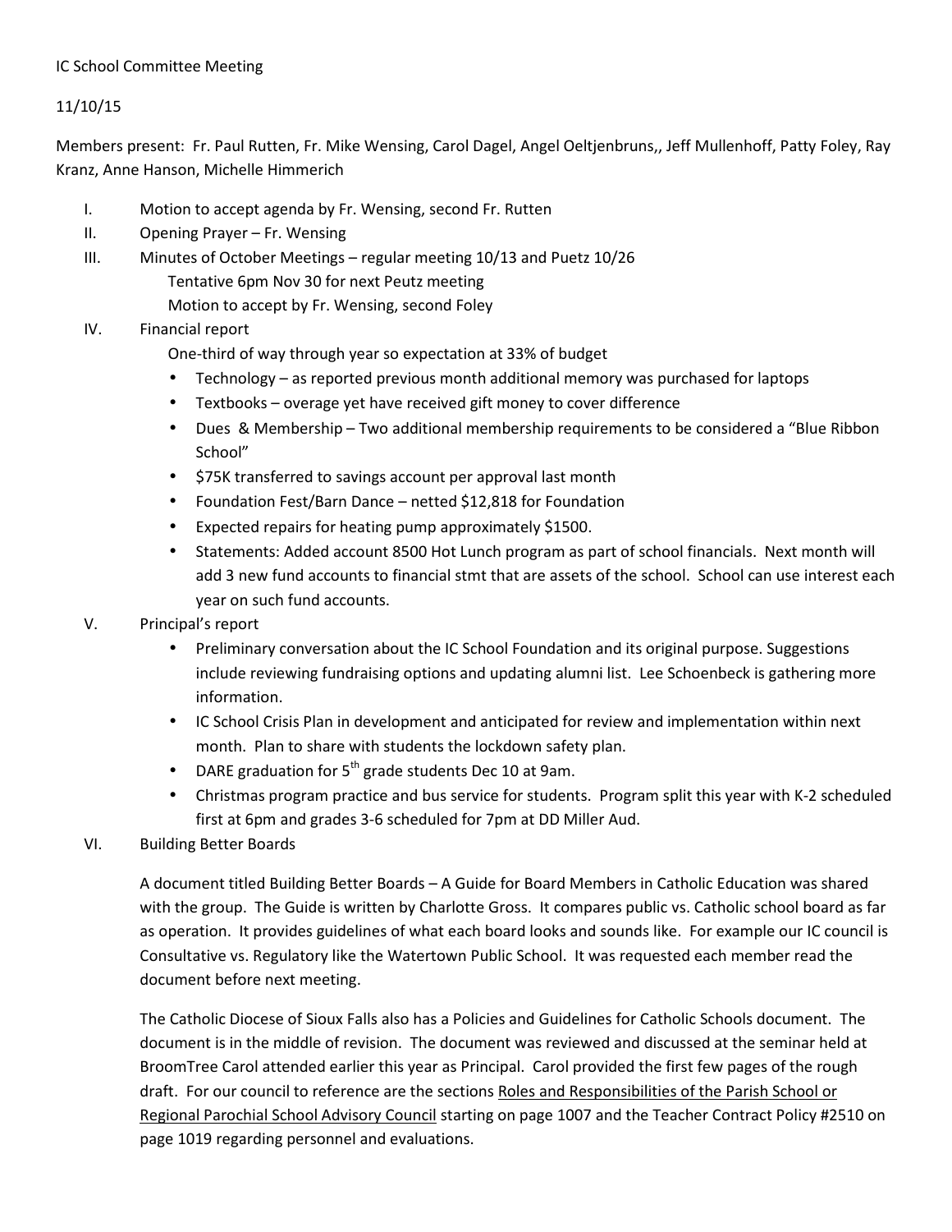IC School Committee Meeting

11/10/15

Members present: Fr. Paul Rutten, Fr. Mike Wensing, Carol Dagel, Angel Oeltjenbruns,, Jeff Mullenhoff, Patty Foley, Ray Kranz, Anne Hanson, Michelle Himmerich

I. Motion to accept agenda by Fr. Wensing, second Fr. Rutten

II. Opening Prayer – Fr. Wensing

III. Minutes of October Meetings – regular meeting 10/13 and Puetz 10/26
   Tentative 6pm Nov 30 for next Peutz meeting
   Motion to accept by Fr. Wensing, second Foley

IV. Financial report
   One-third of way through year so expectation at 33% of budget
   - Technology – as reported previous month additional memory was purchased for laptops
   - Textbooks – overage yet have received gift money to cover difference
   - Dues & Membership – Two additional membership requirements to be considered a "Blue Ribbon School"
   - $75K transferred to savings account per approval last month
   - Foundation Fest/Barn Dance – netted $12,818 for Foundation
   - Expected repairs for heating pump approximately $1500.
   - Statements: Added account 8500 Hot Lunch program as part of school financials. Next month will add 3 new fund accounts to financial stmt that are assets of the school. School can use interest each year on such fund accounts.

V. Principal's report
   - Preliminary conversation about the IC School Foundation and its original purpose. Suggestions include reviewing fundraising options and updating alumni list. Lee Schoenbeck is gathering more information.
   - IC School Crisis Plan in development and anticipated for review and implementation within next month. Plan to share with students the lockdown safety plan.
   - DARE graduation for 5th grade students Dec 10 at 9am.
   - Christmas program practice and bus service for students. Program split this year with K-2 scheduled first at 6pm and grades 3-6 scheduled for 7pm at DD Miller Aud.

VI. Building Better Boards

   A document titled Building Better Boards – A Guide for Board Members in Catholic Education was shared with the group. The Guide is written by Charlotte Gross. It compares public vs. Catholic school board as far as operation. It provides guidelines of what each board looks and sounds like. For example our IC council is Consultative vs. Regulatory like the Watertown Public School. It was requested each member read the document before next meeting.

   The Catholic Diocese of Sioux Falls also has a Policies and Guidelines for Catholic Schools document. The document is in the middle of revision. The document was reviewed and discussed at the seminar held at BroomTree Carol attended earlier this year as Principal. Carol provided the first few pages of the rough draft. For our council to reference are the sections Roles and Responsibilities of the Parish School or Regional Parochial School Advisory Council starting on page 1007 and the Teacher Contract Policy #2510 on page 1019 regarding personnel and evaluations.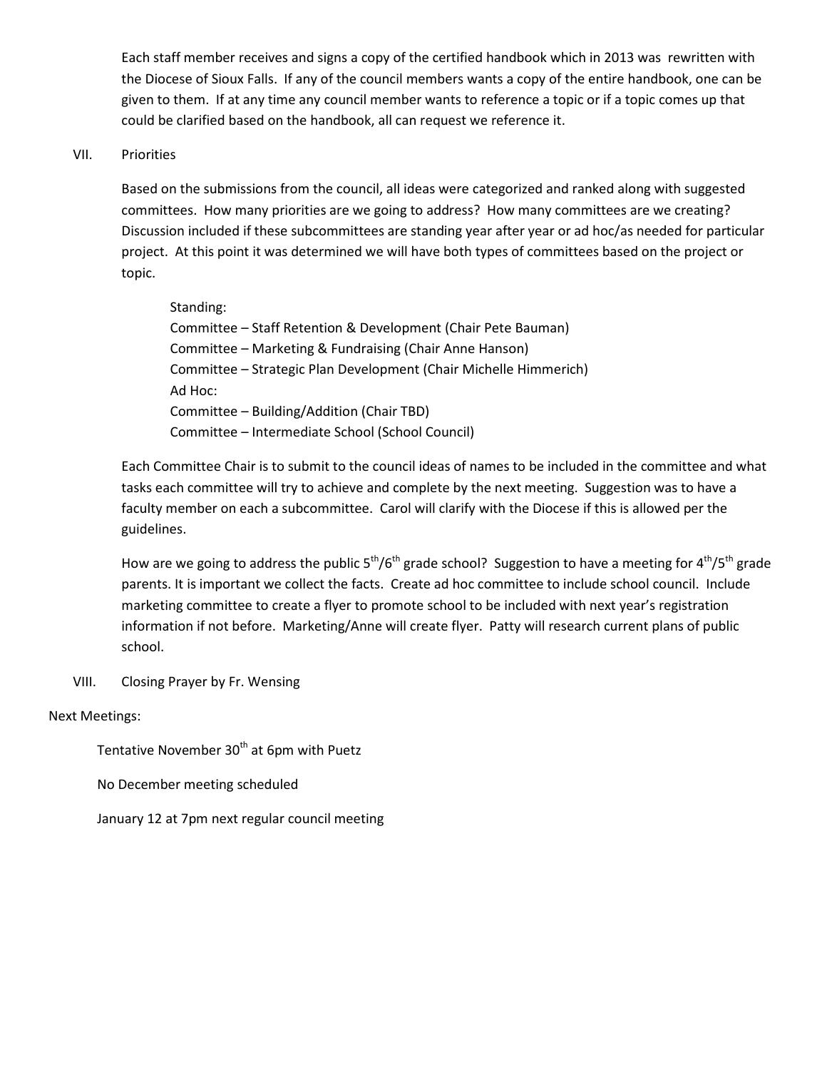Each staff member receives and signs a copy of the certified handbook which in 2013 was rewritten with the Diocese of Sioux Falls. If any of the council members wants a copy of the entire handbook, one can be given to them. If at any time any council member wants to reference a topic or if a topic comes up that could be clarified based on the handbook, all can request we reference it.

VII. Priorities

Based on the submissions from the council, all ideas were categorized and ranked along with suggested committees. How many priorities are we going to address? How many committees are we creating? Discussion included if these subcommittees are standing year after year or ad hoc/as needed for particular project. At this point it was determined we will have both types of committees based on the project or topic.

Standing:
Committee – Staff Retention & Development (Chair Pete Bauman)
Committee – Marketing & Fundraising (Chair Anne Hanson)
Committee – Strategic Plan Development (Chair Michelle Himmerich)
Ad Hoc:
Committee – Building/Addition (Chair TBD)
Committee – Intermediate School (School Council)

Each Committee Chair is to submit to the council ideas of names to be included in the committee and what tasks each committee will try to achieve and complete by the next meeting. Suggestion was to have a faculty member on each a subcommittee. Carol will clarify with the Diocese if this is allowed per the guidelines.

How are we going to address the public 5th/6th grade school? Suggestion to have a meeting for 4th/5th grade parents. It is important we collect the facts. Create ad hoc committee to include school council. Include marketing committee to create a flyer to promote school to be included with next year's registration information if not before. Marketing/Anne will create flyer. Patty will research current plans of public school.

VIII. Closing Prayer by Fr. Wensing

Next Meetings:

Tentative November 30th at 6pm with Puetz

No December meeting scheduled

January 12 at 7pm next regular council meeting